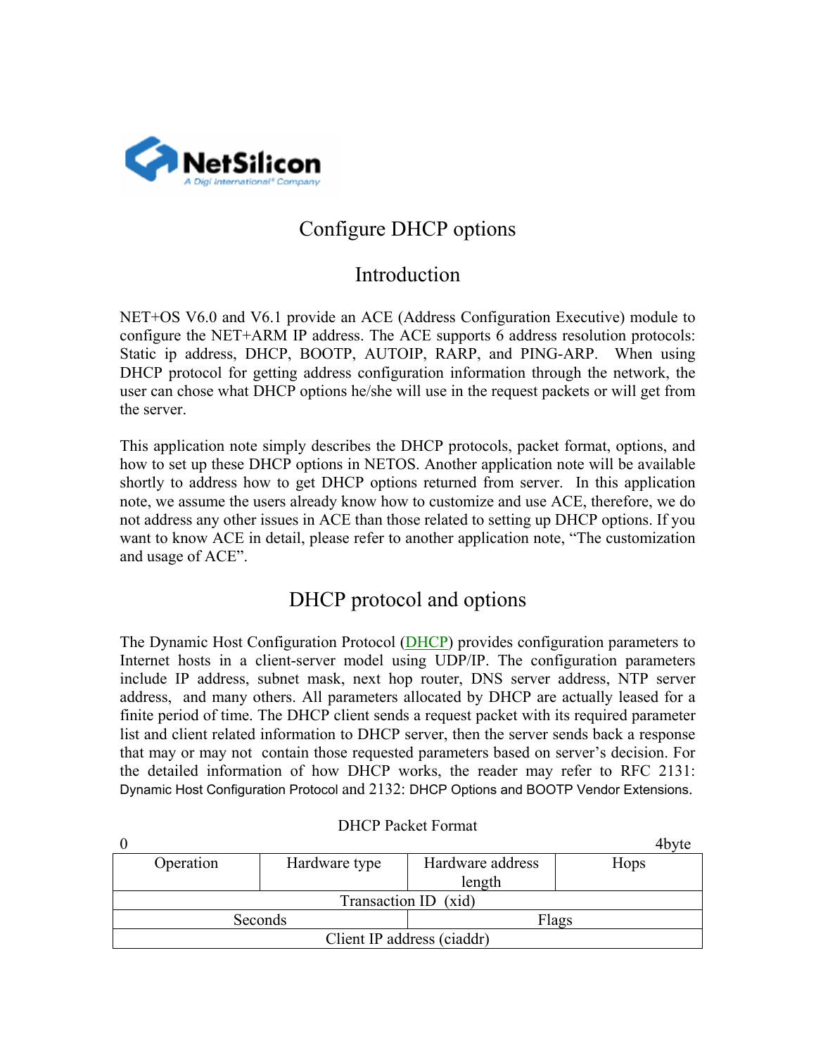# Configure DHCP options

## Introduction

NET+OS V6.0 and V6.1 provide an ACE (Address Configuration Executive) module to configure the NET+ARM IP address. The ACE supports 6 address resolution protocols: Static ip address, DHCP, BOOTP, AUTOIP, RARP, and PING-ARP. When using DHCP protocol for getting address configuration information through the network, the user can chose what DHCP options he/she will use in the request packets or will get from the server.

This application note simply describes the DHCP protocols, packet format, options, and how to set up these DHCP options in NETOS. Another application note will be available shortly to address how to get DHCP options returned from server. In this application note, we assume the users already know how to customize and use ACE, therefore, we do not address any other issues in ACE than those related to setting up DHCP options. If you want to know ACE in detail, please refer to another application note, "The customization and usage of ACE".

## DHCP protocol and options

The Dynamic Host Configuration Protocol (DHCP) provides configuration parameters to Internet hosts in a client-server model using UDP/IP. The configuration parameters include IP address, subnet mask, next hop router, DNS server address, NTP server address, and many others. All parameters allocated by DHCP are actually leased for a finite period of time. The DHCP client sends a request packet with its required parameter list and client related information to DHCP server, then the server sends back a response that may or may not contain those requested parameters based on server's decision. For the detailed information of how DHCP works, the reader may refer to RFC 2131: Dynamic Host Configuration Protocol and 2132: DHCP Options and BOOTP Vendor Extensions.

DHCP Packet Format

0 ... 4byte

| Operation | Hardware type | Hardware address length | Hops |
|---|---|---|---|
| Transaction ID (xid) | | | |
| Seconds | | Flags | |
| Client IP address (ciaddr) | | | |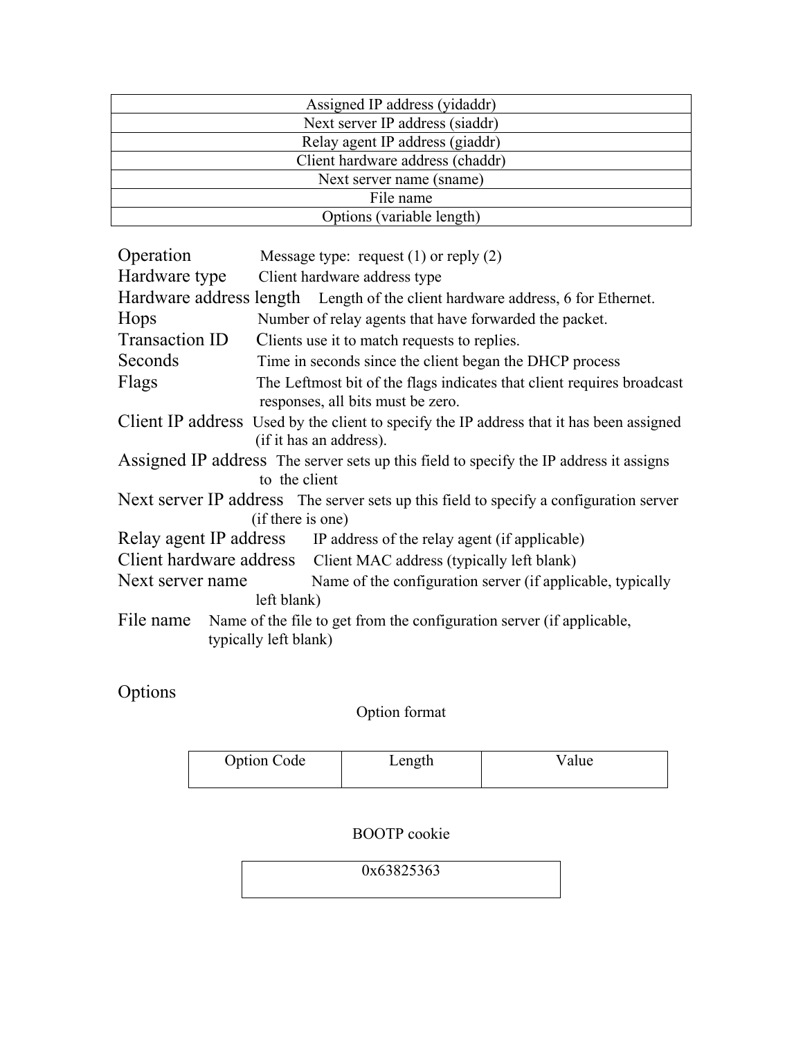| Assigned IP address (yidaddr) |
|---|
| Next server IP address (siaddr) |
| Relay agent IP address (giaddr) |
| Client hardware address (chaddr) |
| Next server name (sname) |
| File name |
| Options (variable length) |

Operation  Message type: request (1) or reply (2)

Hardware type  Client hardware address type

Hardware address length  Length of the client hardware address, 6 for Ethernet.

Hops  Number of relay agents that have forwarded the packet.

Transaction ID  Clients use it to match requests to replies.

Seconds  Time in seconds since the client began the DHCP process

Flags  The Leftmost bit of the flags indicates that client requires broadcast responses, all bits must be zero.

Client IP address  Used by the client to specify the IP address that it has been assigned (if it has an address).

Assigned IP address  The server sets up this field to specify the IP address it assigns to the client

Next server IP address  The server sets up this field to specify a configuration server (if there is one)

Relay agent IP address  IP address of the relay agent (if applicable)

Client hardware address  Client MAC address (typically left blank)

Next server name  Name of the configuration server (if applicable, typically left blank)

File name  Name of the file to get from the configuration server (if applicable, typically left blank)

Options

Option format

| Option Code | Length | Value |
|---|---|---|

BOOTP cookie

| 0x63825363 |
|---|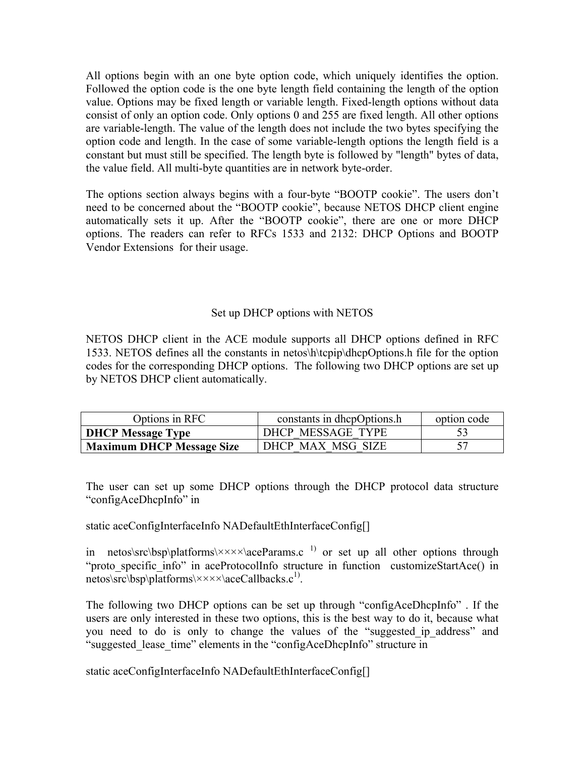All options begin with an one byte option code, which uniquely identifies the option. Followed the option code is the one byte length field containing the length of the option value. Options may be fixed length or variable length. Fixed-length options without data consist of only an option code. Only options 0 and 255 are fixed length. All other options are variable-length. The value of the length does not include the two bytes specifying the option code and length. In the case of some variable-length options the length field is a constant but must still be specified. The length byte is followed by "length" bytes of data, the value field. All multi-byte quantities are in network byte-order.

The options section always begins with a four-byte "BOOTP cookie". The users don't need to be concerned about the "BOOTP cookie", because NETOS DHCP client engine automatically sets it up. After the "BOOTP cookie", there are one or more DHCP options. The readers can refer to RFCs 1533 and 2132: DHCP Options and BOOTP Vendor Extensions for their usage.

## Set up DHCP options with NETOS

NETOS DHCP client in the ACE module supports all DHCP options defined in RFC 1533. NETOS defines all the constants in netos\h\tcpip\dhcpOptions.h file for the option codes for the corresponding DHCP options. The following two DHCP options are set up by NETOS DHCP client automatically.

| Options in RFC | constants in dhcpOptions.h | option code |
|---|---|---|
| **DHCP Message Type** | DHCP_MESSAGE_TYPE | 53 |
| **Maximum DHCP Message Size** | DHCP_MAX_MSG_SIZE | 57 |

The user can set up some DHCP options through the DHCP protocol data structure "configAceDhcpInfo" in

static aceConfigInterfaceInfo NADefaultEthInterfaceConfig[]

in netos\src\bsp\platforms\××××\aceParams.c [1)] or set up all other options through "proto_specific_info" in aceProtocolInfo structure in function customizeStartAce() in netos\src\bsp\platforms\××××\aceCallbacks.c[1)].

The following two DHCP options can be set up through "configAceDhcpInfo" . If the users are only interested in these two options, this is the best way to do it, because what you need to do is only to change the values of the "suggested_ip_address" and "suggested_lease_time" elements in the "configAceDhcpInfo" structure in

static aceConfigInterfaceInfo NADefaultEthInterfaceConfig[]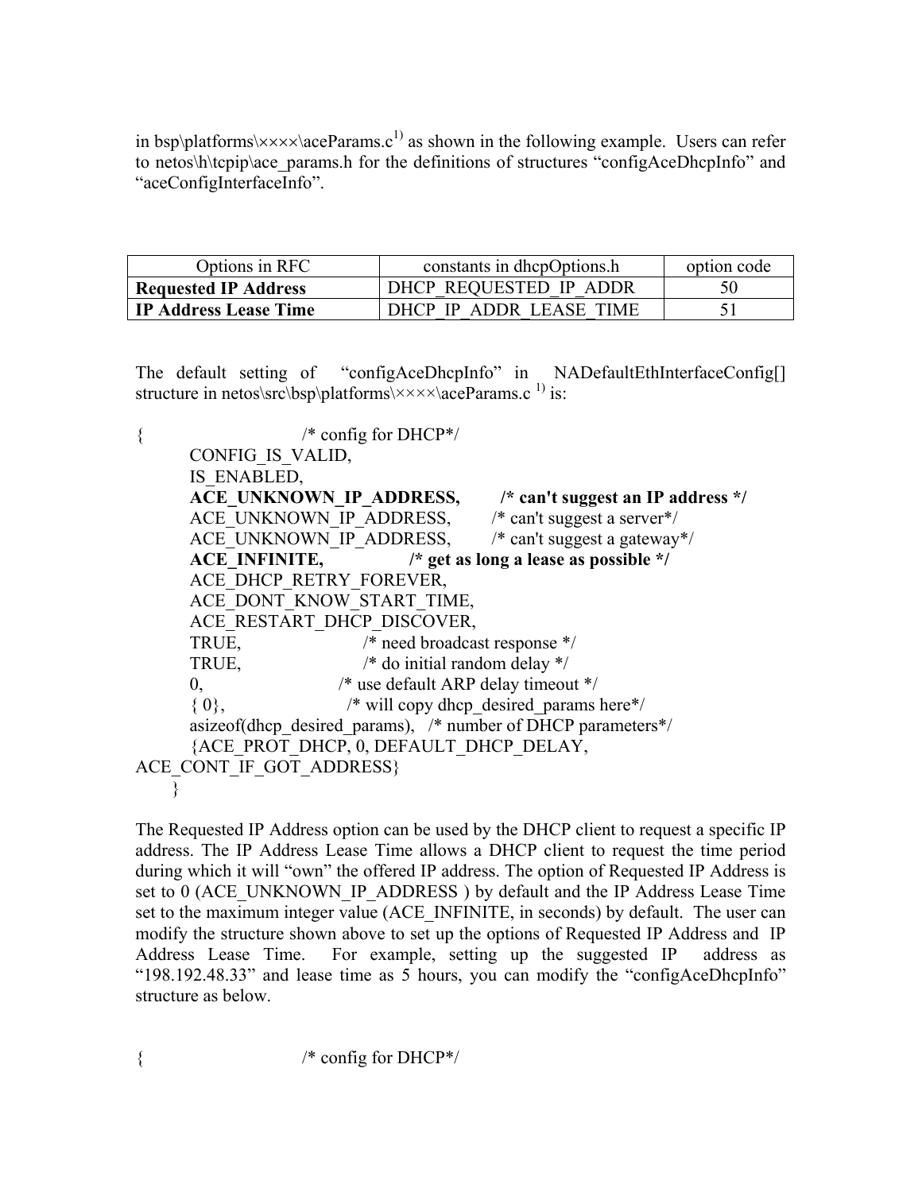in bsp\platforms\××××\aceParams.c[1] as shown in the following example. Users can refer to netos\h\tcpip\ace_params.h for the definitions of structures "configAceDhcpInfo" and "aceConfigInterfaceInfo".

| Options in RFC | constants in dhcpOptions.h | option code |
|---|---|---|
| **Requested IP Address** | DHCP_REQUESTED_IP_ADDR | 50 |
| **IP Address Lease Time** | DHCP_IP_ADDR_LEASE_TIME | 51 |

The default setting of "configAceDhcpInfo" in NADefaultEthInterfaceConfig[] structure in netos\src\bsp\platforms\××××\aceParams.c [1] is:

```
{                       /* config for DHCP*/
        CONFIG_IS_VALID,
        IS_ENABLED,
        ACE_UNKNOWN_IP_ADDRESS,        /* can't suggest an IP address */
        ACE_UNKNOWN_IP_ADDRESS,        /* can't suggest a server*/
        ACE_UNKNOWN_IP_ADDRESS,        /* can't suggest a gateway*/
        ACE_INFINITE,                  /* get as long a lease as possible */
        ACE_DHCP_RETRY_FOREVER,
        ACE_DONT_KNOW_START_TIME,
        ACE_RESTART_DHCP_DISCOVER,
        TRUE,                   /* need broadcast response */
        TRUE,                   /* do initial random delay */
        0,                      /* use default ARP delay timeout */
        { 0},                   /* will copy dhcp_desired_params here*/
        asizeof(dhcp_desired_params),   /* number of DHCP parameters*/
        {ACE_PROT_DHCP, 0, DEFAULT_DHCP_DELAY,
ACE_CONT_IF_GOT_ADDRESS}
      }
```

The Requested IP Address option can be used by the DHCP client to request a specific IP address. The IP Address Lease Time allows a DHCP client to request the time period during which it will "own" the offered IP address. The option of Requested IP Address is set to 0 (ACE_UNKNOWN_IP_ADDRESS ) by default and the IP Address Lease Time set to the maximum integer value (ACE_INFINITE, in seconds) by default. The user can modify the structure shown above to set up the options of Requested IP Address and IP Address Lease Time. For example, setting up the suggested IP address as "198.192.48.33" and lease time as 5 hours, you can modify the "configAceDhcpInfo" structure as below.

```
{                       /* config for DHCP*/
```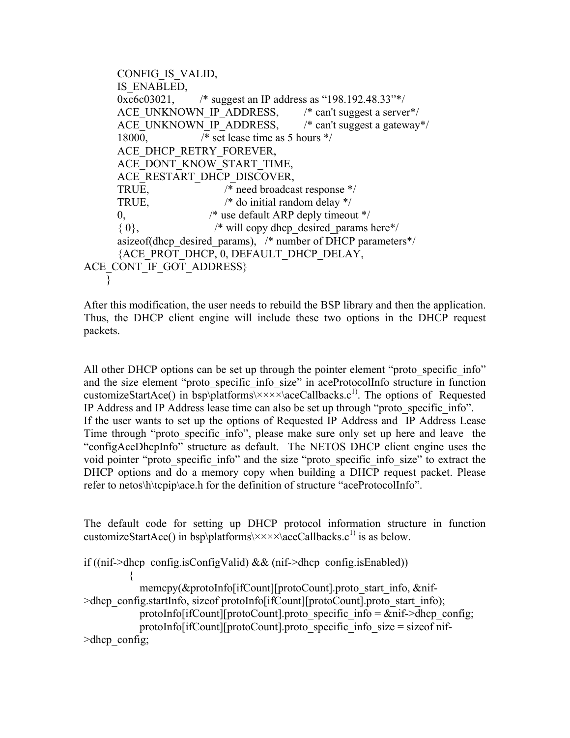```
        CONFIG_IS_VALID,
        IS_ENABLED,
        0xc6c03021,        /* suggest an IP address as "198.192.48.33"*/
        ACE_UNKNOWN_IP_ADDRESS,        /* can't suggest a server*/
        ACE_UNKNOWN_IP_ADDRESS,        /* can't suggest a gateway*/
        18000,                /* set lease time as 5 hours */
        ACE_DHCP_RETRY_FOREVER,
        ACE_DONT_KNOW_START_TIME,
        ACE_RESTART_DHCP_DISCOVER,
        TRUE,                       /* need broadcast response */
        TRUE,                       /* do initial random delay */
        0,                         /* use default ARP deply timeout */
        { 0},                       /* will copy dhcp_desired_params here*/
        asizeof(dhcp_desired_params),   /* number of DHCP parameters*/
        {ACE_PROT_DHCP, 0, DEFAULT_DHCP_DELAY,
ACE_CONT_IF_GOT_ADDRESS}
      }
```

After this modification, the user needs to rebuild the BSP library and then the application. Thus, the DHCP client engine will include these two options in the DHCP request packets.

All other DHCP options can be set up through the pointer element "proto_specific_info" and the size element "proto_specific_info_size" in aceProtocolInfo structure in function customizeStartAce() in bsp\platforms\××××\aceCallbacks.c[1)]. The options of Requested IP Address and IP Address lease time can also be set up through "proto_specific_info". If the user wants to set up the options of Requested IP Address and IP Address Lease Time through "proto_specific_info", please make sure only set up here and leave the "configAceDhcpInfo" structure as default. The NETOS DHCP client engine uses the void pointer "proto_specific_info" and the size "proto_specific_info_size" to extract the DHCP options and do a memory copy when building a DHCP request packet. Please refer to netos\h\tcpip\ace.h for the definition of structure "aceProtocolInfo".

The default code for setting up DHCP protocol information structure in function customizeStartAce() in bsp\platforms\××××\aceCallbacks.c[1)] is as below.

```
if ((nif->dhcp_config.isConfigValid) && (nif->dhcp_config.isEnabled))
           {
              memcpy(&protoInfo[ifCount][protoCount].proto_start_info, &nif-
>dhcp_config.startInfo, sizeof protoInfo[ifCount][protoCount].proto_start_info);
              protoInfo[ifCount][protoCount].proto_specific_info = &nif->dhcp_config;
              protoInfo[ifCount][protoCount].proto_specific_info_size = sizeof nif-
>dhcp_config;
```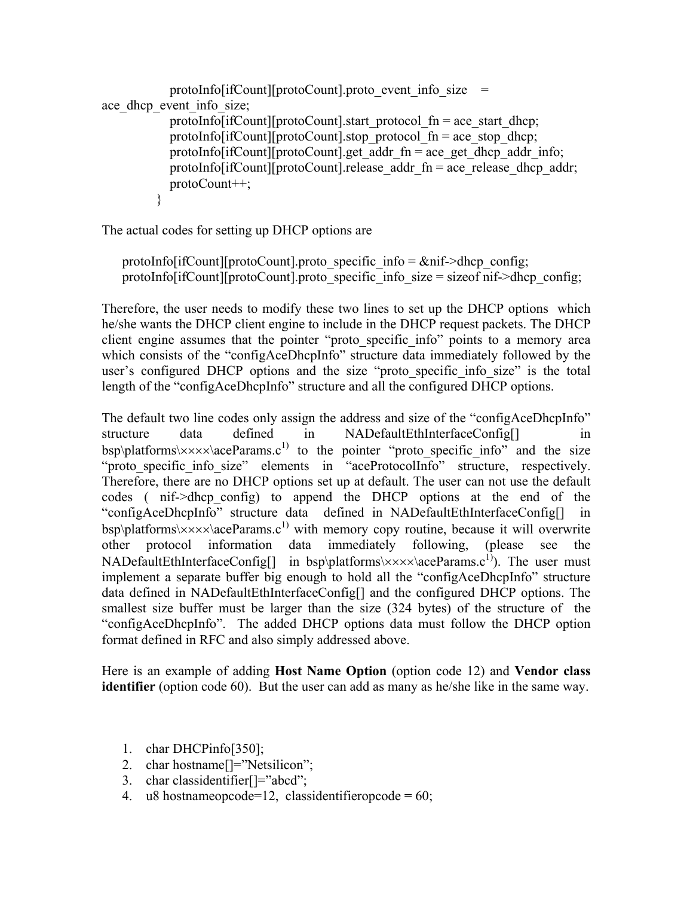```
        protoInfo[ifCount][protoCount].proto_event_info_size    =
ace_dhcp_event_info_size;
        protoInfo[ifCount][protoCount].start_protocol_fn = ace_start_dhcp;
        protoInfo[ifCount][protoCount].stop_protocol_fn = ace_stop_dhcp;
        protoInfo[ifCount][protoCount].get_addr_fn = ace_get_dhcp_addr_info;
        protoInfo[ifCount][protoCount].release_addr_fn = ace_release_dhcp_addr;
        protoCount++;
    }
```

The actual codes for setting up DHCP options are

```
protoInfo[ifCount][protoCount].proto_specific_info = &nif->dhcp_config;
protoInfo[ifCount][protoCount].proto_specific_info_size = sizeof nif->dhcp_config;
```

Therefore, the user needs to modify these two lines to set up the DHCP options which he/she wants the DHCP client engine to include in the DHCP request packets. The DHCP client engine assumes that the pointer "proto_specific_info" points to a memory area which consists of the "configAceDhcpInfo" structure data immediately followed by the user's configured DHCP options and the size "proto_specific_info_size" is the total length of the "configAceDhcpInfo" structure and all the configured DHCP options.

The default two line codes only assign the address and size of the "configAceDhcpInfo" structure data defined in NADefaultEthInterfaceConfig[] in bsp\platforms\××××\aceParams.c[1)] to the pointer "proto_specific_info" and the size "proto_specific_info_size" elements in "aceProtocolInfo" structure, respectively. Therefore, there are no DHCP options set up at default. The user can not use the default codes ( nif->dhcp_config) to append the DHCP options at the end of the "configAceDhcpInfo" structure data defined in NADefaultEthInterfaceConfig[] in bsp\platforms\××××\aceParams.c[1)] with memory copy routine, because it will overwrite other protocol information data immediately following, (please see the NADefaultEthInterfaceConfig[] in bsp\platforms\××××\aceParams.c[1)]). The user must implement a separate buffer big enough to hold all the "configAceDhcpInfo" structure data defined in NADefaultEthInterfaceConfig[] and the configured DHCP options. The smallest size buffer must be larger than the size (324 bytes) of the structure of the "configAceDhcpInfo". The added DHCP options data must follow the DHCP option format defined in RFC and also simply addressed above.

Here is an example of adding **Host Name Option** (option code 12) and **Vendor class identifier** (option code 60). But the user can add as many as he/she like in the same way.

1. char DHCPinfo[350];
2. char hostname[]="Netsilicon";
3. char classidentifier[]="abcd";
4. u8 hostnameopcode=12, classidentifieropcode = 60;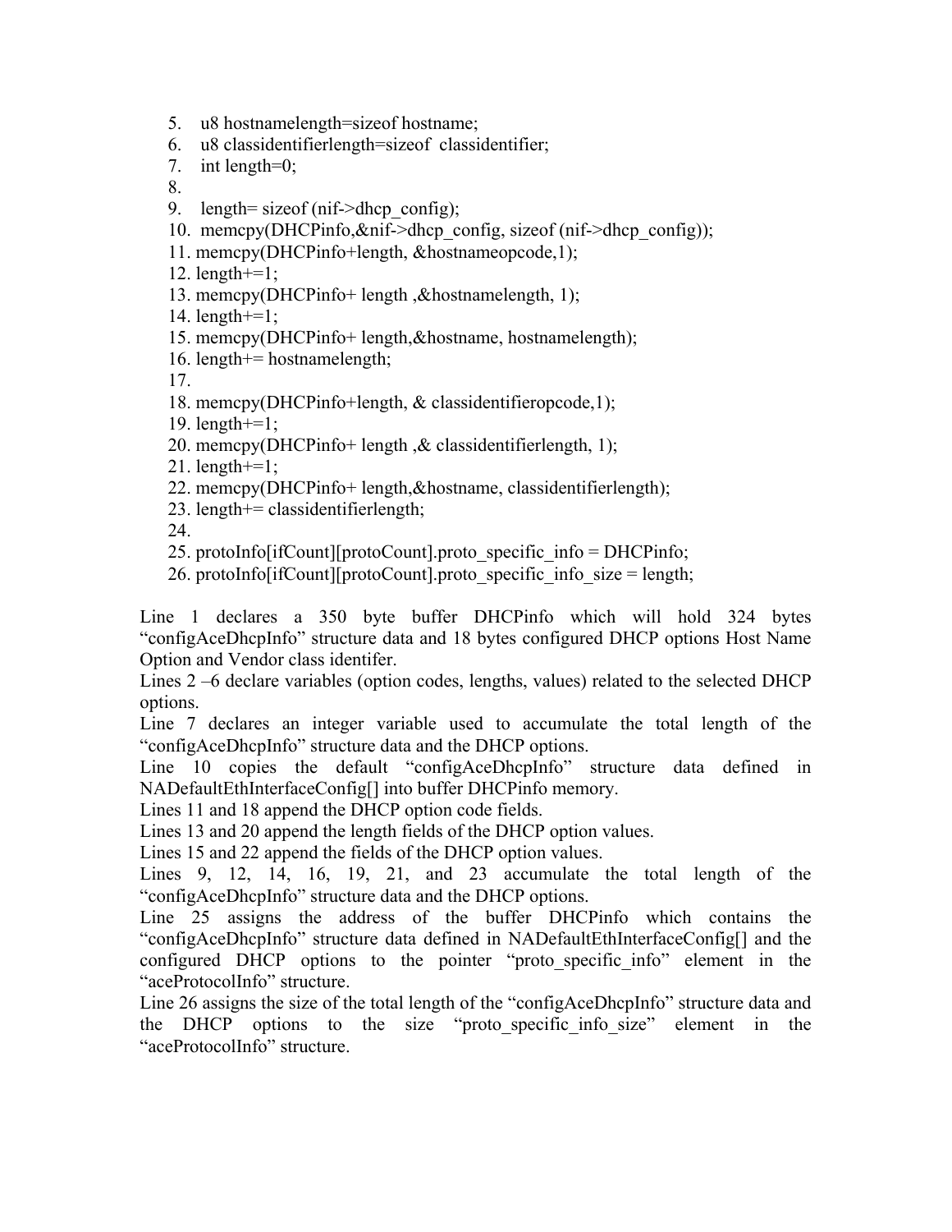```
5.  u8 hostnamelength=sizeof hostname;
6.  u8 classidentifierlength=sizeof  classidentifier;
7.  int length=0;
8.
9.  length= sizeof (nif->dhcp_config);
10. memcpy(DHCPinfo,&nif->dhcp_config, sizeof (nif->dhcp_config));
11. memcpy(DHCPinfo+length, &hostnameopcode,1);
12. length+=1;
13. memcpy(DHCPinfo+ length ,&hostnamelength, 1);
14. length+=1;
15. memcpy(DHCPinfo+ length,&hostname, hostnamelength);
16. length+= hostnamelength;
17.
18. memcpy(DHCPinfo+length, & classidentifieropcode,1);
19. length+=1;
20. memcpy(DHCPinfo+ length ,& classidentifierlength, 1);
21. length+=1;
22. memcpy(DHCPinfo+ length,&hostname, classidentifierlength);
23. length+= classidentifierlength;
24.
25. protoInfo[ifCount][protoCount].proto_specific_info = DHCPinfo;
26. protoInfo[ifCount][protoCount].proto_specific_info_size = length;
```

Line 1 declares a 350 byte buffer DHCPinfo which will hold 324 bytes "configAceDhcpInfo" structure data and 18 bytes configured DHCP options Host Name Option and Vendor class identifer.

Lines 2 –6 declare variables (option codes, lengths, values) related to the selected DHCP options.

Line 7 declares an integer variable used to accumulate the total length of the "configAceDhcpInfo" structure data and the DHCP options.

Line 10 copies the default "configAceDhcpInfo" structure data defined in NADefaultEthInterfaceConfig[] into buffer DHCPinfo memory.

Lines 11 and 18 append the DHCP option code fields.

Lines 13 and 20 append the length fields of the DHCP option values.

Lines 15 and 22 append the fields of the DHCP option values.

Lines 9, 12, 14, 16, 19, 21, and 23 accumulate the total length of the "configAceDhcpInfo" structure data and the DHCP options.

Line 25 assigns the address of the buffer DHCPinfo which contains the "configAceDhcpInfo" structure data defined in NADefaultEthInterfaceConfig[] and the configured DHCP options to the pointer "proto_specific_info" element in the "aceProtocolInfo" structure.

Line 26 assigns the size of the total length of the "configAceDhcpInfo" structure data and the DHCP options to the size "proto_specific_info_size" element in the "aceProtocolInfo" structure.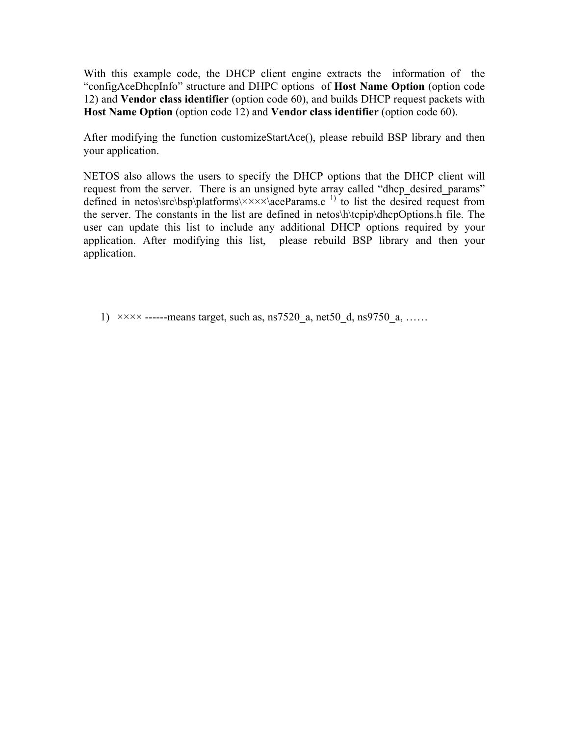With this example code, the DHCP client engine extracts the information of the "configAceDhcpInfo" structure and DHPC options of **Host Name Option** (option code 12) and **Vendor class identifier** (option code 60), and builds DHCP request packets with **Host Name Option** (option code 12) and **Vendor class identifier** (option code 60).

After modifying the function customizeStartAce(), please rebuild BSP library and then your application.

NETOS also allows the users to specify the DHCP options that the DHCP client will request from the server. There is an unsigned byte array called "dhcp_desired_params" defined in netos\src\bsp\platforms\××××\aceParams.c [1)] to list the desired request from the server. The constants in the list are defined in netos\h\tcpip\dhcpOptions.h file. The user can update this list to include any additional DHCP options required by your application. After modifying this list, please rebuild BSP library and then your application.

1) ×××× ------means target, such as, ns7520_a, net50_d, ns9750_a, ……